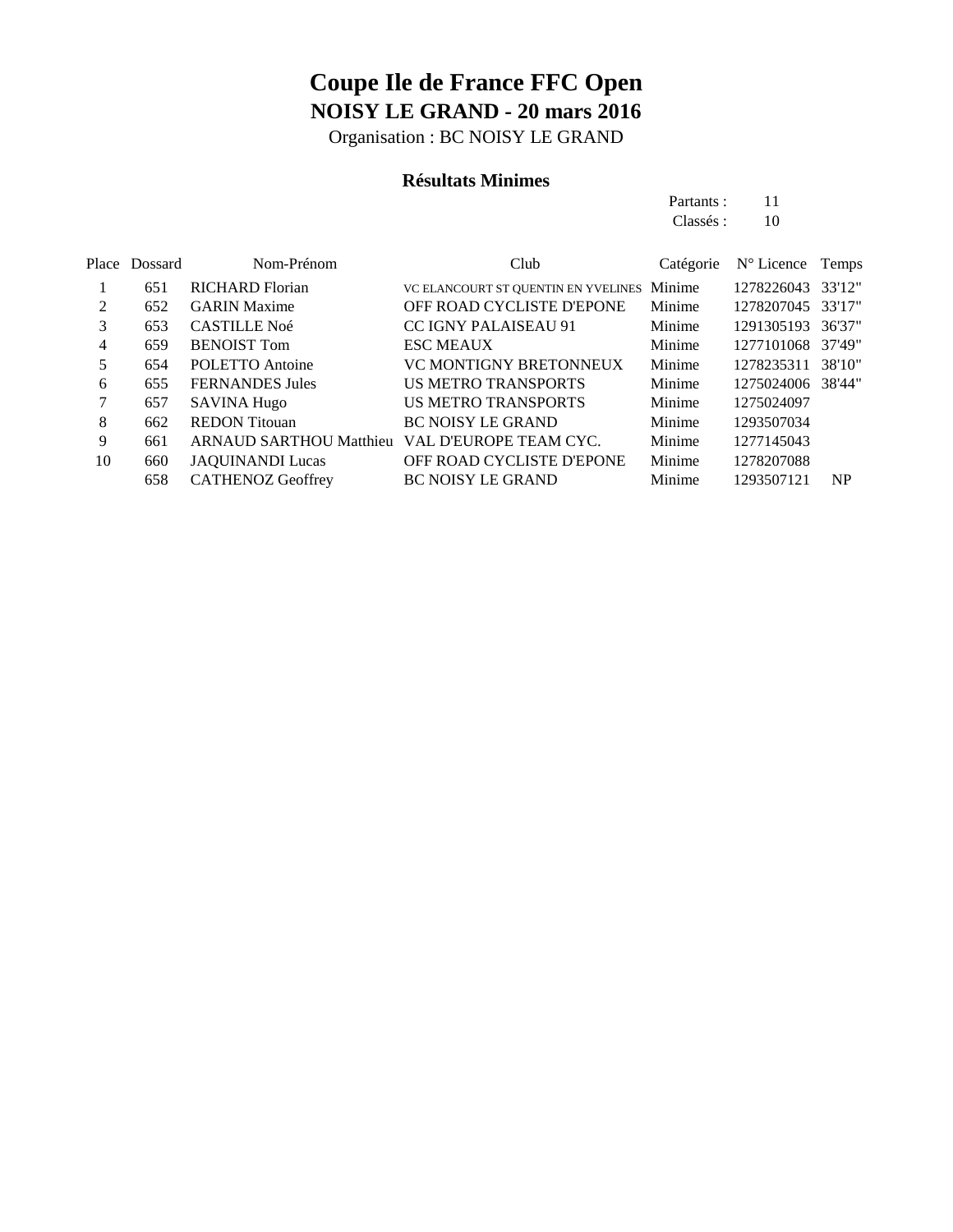# Coupe Ile de France FFC Open

## NOISY LE GRAND - 20 mars 2016

Organisation : BC NOISY LE GRAND

### Résultats Minimes

Partants : 11
Classés : 10

| Place | Dossard | Nom-Prénom | Club | Catégorie | N° Licence | Temps |
|---|---|---|---|---|---|---|
| 1 | 651 | RICHARD Florian | VC ELANCOURT ST QUENTIN EN YVELINES | Minime | 1278226043 | 33'12" |
| 2 | 652 | GARIN Maxime | OFF ROAD CYCLISTE D'EPONE | Minime | 1278207045 | 33'17" |
| 3 | 653 | CASTILLE Noé | CC IGNY PALAISEAU 91 | Minime | 1291305193 | 36'37" |
| 4 | 659 | BENOIST Tom | ESC MEAUX | Minime | 1277101068 | 37'49" |
| 5 | 654 | POLETTO Antoine | VC MONTIGNY BRETONNEUX | Minime | 1278235311 | 38'10" |
| 6 | 655 | FERNANDES Jules | US METRO TRANSPORTS | Minime | 1275024006 | 38'44" |
| 7 | 657 | SAVINA Hugo | US METRO TRANSPORTS | Minime | 1275024097 | |
| 8 | 662 | REDON Titouan | BC NOISY LE GRAND | Minime | 1293507034 | |
| 9 | 661 | ARNAUD SARTHOU Matthieu | VAL D'EUROPE TEAM CYC. | Minime | 1277145043 | |
| 10 | 660 | JAQUINANDI Lucas | OFF ROAD CYCLISTE D'EPONE | Minime | 1278207088 | |
| | 658 | CATHENOZ Geoffrey | BC NOISY LE GRAND | Minime | 1293507121 | NP |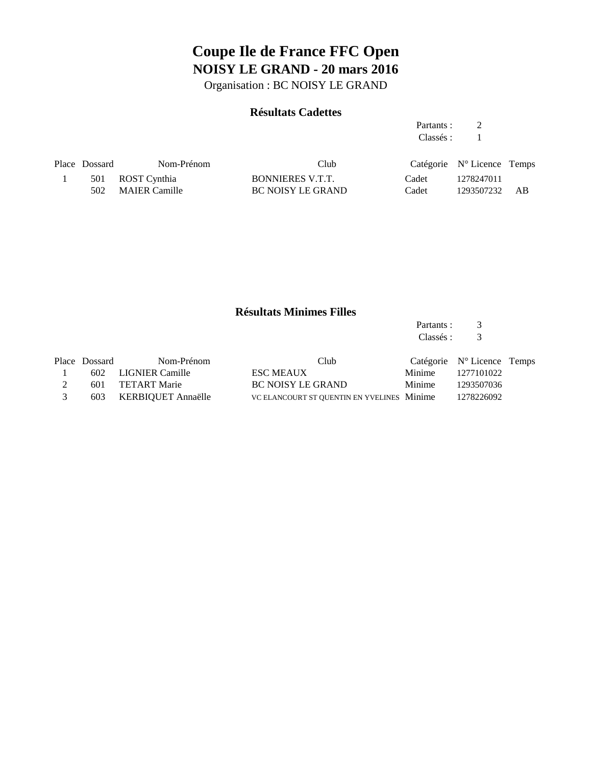# Coupe Ile de France FFC Open

## NOISY LE GRAND - 20 mars 2016

Organisation : BC NOISY LE GRAND

### Résultats Cadettes

Partants : 2
Classés : 1

| Place | Dossard | Nom-Prénom | Club | Catégorie | N° Licence | Temps |
|---|---|---|---|---|---|---|
| 1 | 501 | ROST Cynthia | BONNIERES V.T.T. | Cadet | 1278247011 | |
| | 502 | MAIER Camille | BC NOISY LE GRAND | Cadet | 1293507232 | AB |

### Résultats Minimes Filles

Partants : 3
Classés : 3

| Place | Dossard | Nom-Prénom | Club | Catégorie | N° Licence | Temps |
|---|---|---|---|---|---|---|
| 1 | 602 | LIGNIER Camille | ESC MEAUX | Minime | 1277101022 | |
| 2 | 601 | TETART Marie | BC NOISY LE GRAND | Minime | 1293507036 | |
| 3 | 603 | KERBIQUET Annaëlle | VC ELANCOURT ST QUENTIN EN YVELINES | Minime | 1278226092 | |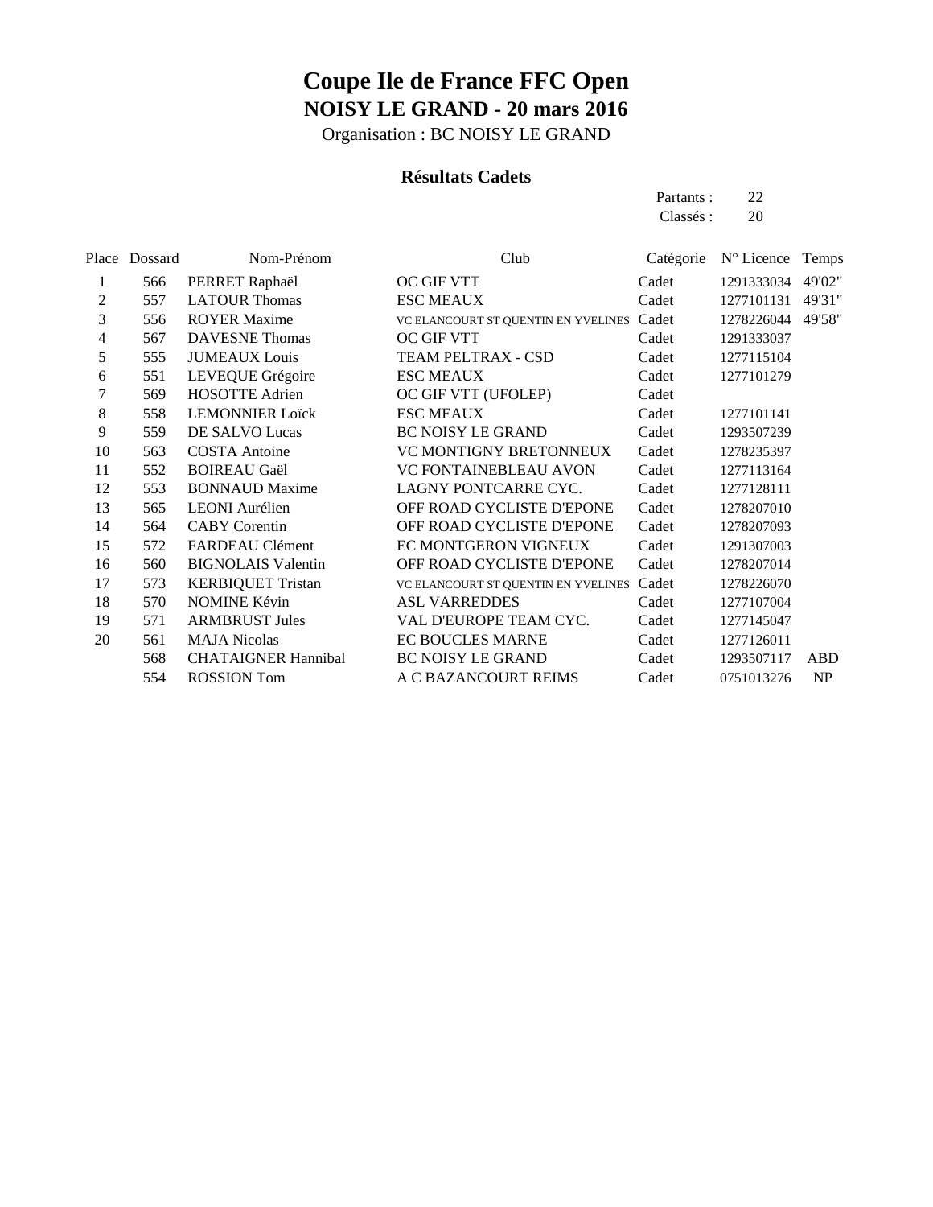# Coupe Ile de France FFC Open

## NOISY LE GRAND - 20 mars 2016

Organisation : BC NOISY LE GRAND

### Résultats Cadets

Partants : 22
Classés : 20

| Place | Dossard | Nom-Prénom | Club | Catégorie | N° Licence | Temps |
|---|---|---|---|---|---|---|
| 1 | 566 | PERRET Raphaël | OC GIF VTT | Cadet | 1291333034 | 49'02" |
| 2 | 557 | LATOUR Thomas | ESC MEAUX | Cadet | 1277101131 | 49'31" |
| 3 | 556 | ROYER Maxime | VC ELANCOURT ST QUENTIN EN YVELINES | Cadet | 1278226044 | 49'58" |
| 4 | 567 | DAVESNE Thomas | OC GIF VTT | Cadet | 1291333037 | |
| 5 | 555 | JUMEAUX Louis | TEAM PELTRAX - CSD | Cadet | 1277115104 | |
| 6 | 551 | LEVEQUE Grégoire | ESC MEAUX | Cadet | 1277101279 | |
| 7 | 569 | HOSOTTE Adrien | OC GIF VTT (UFOLEP) | Cadet | | |
| 8 | 558 | LEMONNIER Loïck | ESC MEAUX | Cadet | 1277101141 | |
| 9 | 559 | DE SALVO Lucas | BC NOISY LE GRAND | Cadet | 1293507239 | |
| 10 | 563 | COSTA Antoine | VC MONTIGNY BRETONNEUX | Cadet | 1278235397 | |
| 11 | 552 | BOIREAU Gaël | VC FONTAINEBLEAU AVON | Cadet | 1277113164 | |
| 12 | 553 | BONNAUD Maxime | LAGNY PONTCARRE CYC. | Cadet | 1277128111 | |
| 13 | 565 | LEONI Aurélien | OFF ROAD CYCLISTE D'EPONE | Cadet | 1278207010 | |
| 14 | 564 | CABY Corentin | OFF ROAD CYCLISTE D'EPONE | Cadet | 1278207093 | |
| 15 | 572 | FARDEAU Clément | EC MONTGERON VIGNEUX | Cadet | 1291307003 | |
| 16 | 560 | BIGNOLAIS Valentin | OFF ROAD CYCLISTE D'EPONE | Cadet | 1278207014 | |
| 17 | 573 | KERBIQUET Tristan | VC ELANCOURT ST QUENTIN EN YVELINES | Cadet | 1278226070 | |
| 18 | 570 | NOMINE Kévin | ASL VARREDDES | Cadet | 1277107004 | |
| 19 | 571 | ARMBRUST Jules | VAL D'EUROPE TEAM CYC. | Cadet | 1277145047 | |
| 20 | 561 | MAJA Nicolas | EC BOUCLES MARNE | Cadet | 1277126011 | |
| | 568 | CHATAIGNER Hannibal | BC NOISY LE GRAND | Cadet | 1293507117 | ABD |
| | 554 | ROSSION Tom | A C BAZANCOURT REIMS | Cadet | 0751013276 | NP |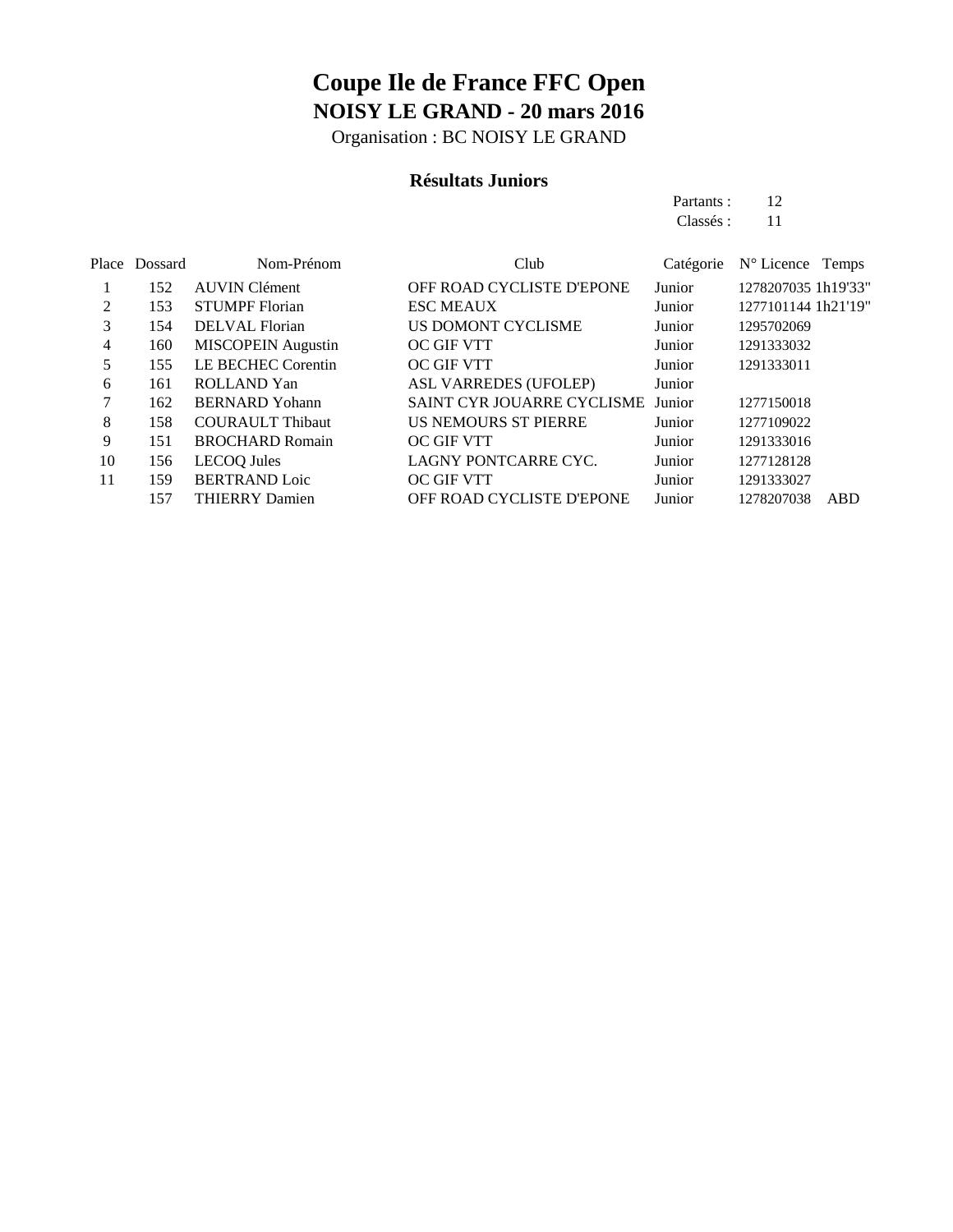# Coupe Ile de France FFC Open

## NOISY LE GRAND - 20 mars 2016

Organisation : BC NOISY LE GRAND

### Résultats Juniors

Partants : 12
Classés : 11

| Place | Dossard | Nom-Prénom | Club | Catégorie | N° Licence | Temps |
|---|---|---|---|---|---|---|
| 1 | 152 | AUVIN Clément | OFF ROAD CYCLISTE D'EPONE | Junior | 1278207035 | 1h19'33" |
| 2 | 153 | STUMPF Florian | ESC MEAUX | Junior | 1277101144 | 1h21'19" |
| 3 | 154 | DELVAL Florian | US DOMONT CYCLISME | Junior | 1295702069 | |
| 4 | 160 | MISCOPEIN Augustin | OC GIF VTT | Junior | 1291333032 | |
| 5 | 155 | LE BECHEC Corentin | OC GIF VTT | Junior | 1291333011 | |
| 6 | 161 | ROLLAND Yan | ASL VARREDES (UFOLEP) | Junior | | |
| 7 | 162 | BERNARD Yohann | SAINT CYR JOUARRE CYCLISME | Junior | 1277150018 | |
| 8 | 158 | COURAULT Thibaut | US NEMOURS ST PIERRE | Junior | 1277109022 | |
| 9 | 151 | BROCHARD Romain | OC GIF VTT | Junior | 1291333016 | |
| 10 | 156 | LECOQ Jules | LAGNY PONTCARRE CYC. | Junior | 1277128128 | |
| 11 | 159 | BERTRAND Loic | OC GIF VTT | Junior | 1291333027 | |
| | 157 | THIERRY Damien | OFF ROAD CYCLISTE D'EPONE | Junior | 1278207038 | ABD |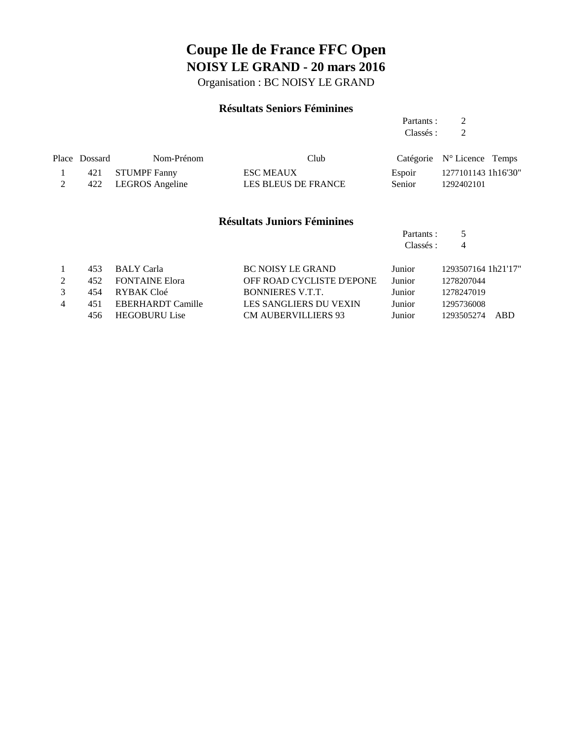# Coupe Ile de France FFC Open

## NOISY LE GRAND - 20 mars 2016

Organisation : BC NOISY LE GRAND

### Résultats Seniors Féminines

Partants : 2
Classés : 2

| Place | Dossard | Nom-Prénom | Club | Catégorie | N° Licence | Temps |
|---|---|---|---|---|---|---|
| 1 | 421 | STUMPF Fanny | ESC MEAUX | Espoir | 1277101143 | 1h16'30" |
| 2 | 422 | LEGROS Angeline | LES BLEUS DE FRANCE | Senior | 1292402101 | |

### Résultats Juniors Féminines

Partants : 5
Classés : 4

| Place | Dossard | Nom-Prénom | Club | Catégorie | N° Licence | Temps |
|---|---|---|---|---|---|---|
| 1 | 453 | BALY Carla | BC NOISY LE GRAND | Junior | 1293507164 | 1h21'17" |
| 2 | 452 | FONTAINE Elora | OFF ROAD CYCLISTE D'EPONE | Junior | 1278207044 | |
| 3 | 454 | RYBAK Cloé | BONNIERES V.T.T. | Junior | 1278247019 | |
| 4 | 451 | EBERHARDT Camille | LES SANGLIERS DU VEXIN | Junior | 1295736008 | |
| | 456 | HEGOBURU Lise | CM AUBERVILLIERS 93 | Junior | 1293505274 | ABD |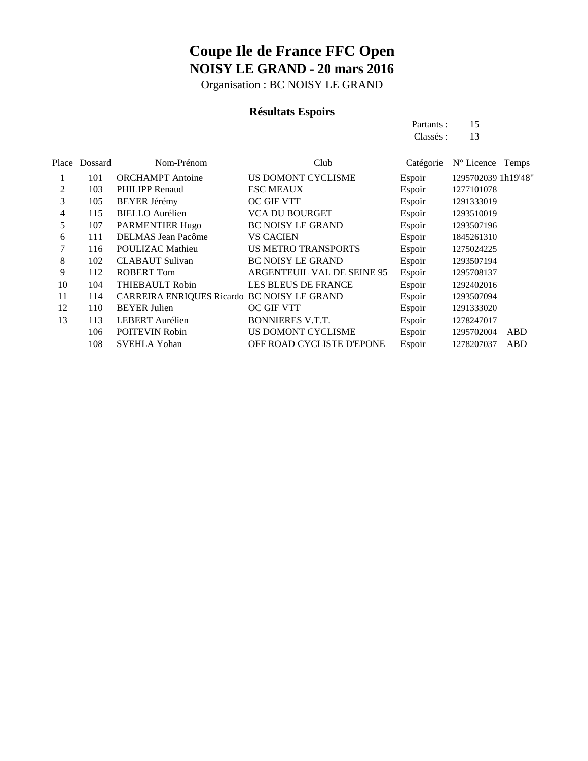# Coupe Ile de France FFC Open

## NOISY LE GRAND - 20 mars 2016

Organisation : BC NOISY LE GRAND

### Résultats Espoirs

Partants : 15
Classés : 13

| Place | Dossard | Nom-Prénom | Club | Catégorie | N° Licence | Temps |
|---|---|---|---|---|---|---|
| 1 | 101 | ORCHAMPT Antoine | US DOMONT CYCLISME | Espoir | 1295702039 | 1h19'48" |
| 2 | 103 | PHILIPP Renaud | ESC MEAUX | Espoir | 1277101078 | |
| 3 | 105 | BEYER Jérémy | OC GIF VTT | Espoir | 1291333019 | |
| 4 | 115 | BIELLO Aurélien | VCA DU BOURGET | Espoir | 1293510019 | |
| 5 | 107 | PARMENTIER Hugo | BC NOISY LE GRAND | Espoir | 1293507196 | |
| 6 | 111 | DELMAS Jean Pacôme | VS CACIEN | Espoir | 1845261310 | |
| 7 | 116 | POULIZAC Mathieu | US METRO TRANSPORTS | Espoir | 1275024225 | |
| 8 | 102 | CLABAUT Sulivan | BC NOISY LE GRAND | Espoir | 1293507194 | |
| 9 | 112 | ROBERT Tom | ARGENTEUIL VAL DE SEINE 95 | Espoir | 1295708137 | |
| 10 | 104 | THIEBAULT Robin | LES BLEUS DE FRANCE | Espoir | 1292402016 | |
| 11 | 114 | CARREIRA ENRIQUES Ricardo | BC NOISY LE GRAND | Espoir | 1293507094 | |
| 12 | 110 | BEYER Julien | OC GIF VTT | Espoir | 1291333020 | |
| 13 | 113 | LEBERT Aurélien | BONNIERES V.T.T. | Espoir | 1278247017 | |
| | 106 | POITEVIN Robin | US DOMONT CYCLISME | Espoir | 1295702004 | ABD |
| | 108 | SVEHLA Yohan | OFF ROAD CYCLISTE D'EPONE | Espoir | 1278207037 | ABD |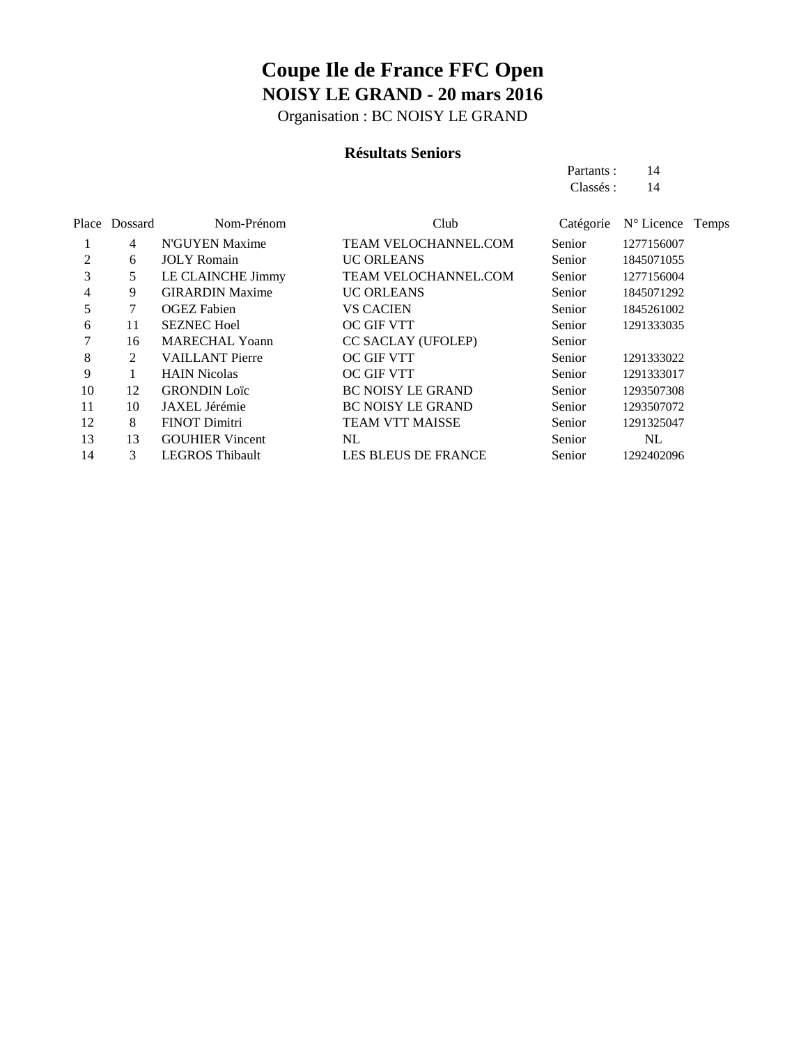# Coupe Ile de France FFC Open

## NOISY LE GRAND - 20 mars 2016

Organisation : BC NOISY LE GRAND

### Résultats Seniors

Partants : 14
Classés : 14

| Place | Dossard | Nom-Prénom | Club | Catégorie | N° Licence | Temps |
|---|---|---|---|---|---|---|
| 1 | 4 | N'GUYEN Maxime | TEAM VELOCHANNEL.COM | Senior | 1277156007 | |
| 2 | 6 | JOLY Romain | UC ORLEANS | Senior | 1845071055 | |
| 3 | 5 | LE CLAINCHE Jimmy | TEAM VELOCHANNEL.COM | Senior | 1277156004 | |
| 4 | 9 | GIRARDIN Maxime | UC ORLEANS | Senior | 1845071292 | |
| 5 | 7 | OGEZ Fabien | VS CACIEN | Senior | 1845261002 | |
| 6 | 11 | SEZNEC Hoel | OC GIF VTT | Senior | 1291333035 | |
| 7 | 16 | MARECHAL Yoann | CC SACLAY (UFOLEP) | Senior | | |
| 8 | 2 | VAILLANT Pierre | OC GIF VTT | Senior | 1291333022 | |
| 9 | 1 | HAIN Nicolas | OC GIF VTT | Senior | 1291333017 | |
| 10 | 12 | GRONDIN Loïc | BC NOISY LE GRAND | Senior | 1293507308 | |
| 11 | 10 | JAXEL Jérémie | BC NOISY LE GRAND | Senior | 1293507072 | |
| 12 | 8 | FINOT Dimitri | TEAM VTT MAISSE | Senior | 1291325047 | |
| 13 | 13 | GOUHIER Vincent | NL | Senior | NL | |
| 14 | 3 | LEGROS Thibault | LES BLEUS DE FRANCE | Senior | 1292402096 | |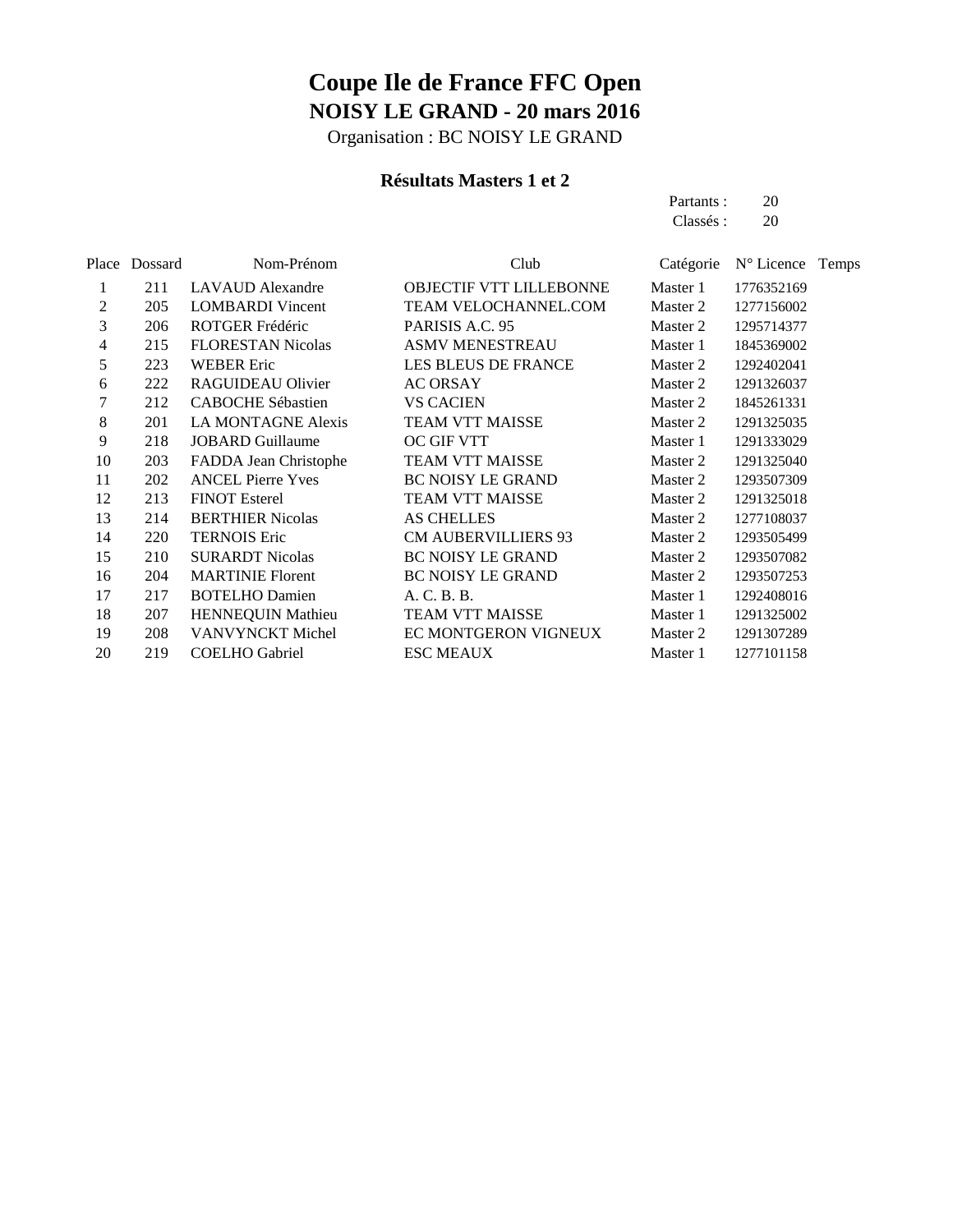# Coupe Ile de France FFC Open

## NOISY LE GRAND - 20 mars 2016

Organisation : BC NOISY LE GRAND

### Résultats Masters 1 et 2

Partants : 20
Classés : 20

| Place | Dossard | Nom-Prénom | Club | Catégorie | N° Licence | Temps |
|---|---|---|---|---|---|---|
| 1 | 211 | LAVAUD Alexandre | OBJECTIF VTT LILLEBONNE | Master 1 | 1776352169 | |
| 2 | 205 | LOMBARDI Vincent | TEAM VELOCHANNEL.COM | Master 2 | 1277156002 | |
| 3 | 206 | ROTGER Frédéric | PARISIS A.C. 95 | Master 2 | 1295714377 | |
| 4 | 215 | FLORESTAN Nicolas | ASMV MENESTREAU | Master 1 | 1845369002 | |
| 5 | 223 | WEBER Eric | LES BLEUS DE FRANCE | Master 2 | 1292402041 | |
| 6 | 222 | RAGUIDEAU Olivier | AC ORSAY | Master 2 | 1291326037 | |
| 7 | 212 | CABOCHE Sébastien | VS CACIEN | Master 2 | 1845261331 | |
| 8 | 201 | LA MONTAGNE Alexis | TEAM VTT MAISSE | Master 2 | 1291325035 | |
| 9 | 218 | JOBARD Guillaume | OC GIF VTT | Master 1 | 1291333029 | |
| 10 | 203 | FADDA Jean Christophe | TEAM VTT MAISSE | Master 2 | 1291325040 | |
| 11 | 202 | ANCEL Pierre Yves | BC NOISY LE GRAND | Master 2 | 1293507309 | |
| 12 | 213 | FINOT Esterel | TEAM VTT MAISSE | Master 2 | 1291325018 | |
| 13 | 214 | BERTHIER Nicolas | AS CHELLES | Master 2 | 1277108037 | |
| 14 | 220 | TERNOIS Eric | CM AUBERVILLIERS 93 | Master 2 | 1293505499 | |
| 15 | 210 | SURARDT Nicolas | BC NOISY LE GRAND | Master 2 | 1293507082 | |
| 16 | 204 | MARTINIE Florent | BC NOISY LE GRAND | Master 2 | 1293507253 | |
| 17 | 217 | BOTELHO Damien | A. C. B. B. | Master 1 | 1292408016 | |
| 18 | 207 | HENNEQUIN Mathieu | TEAM VTT MAISSE | Master 1 | 1291325002 | |
| 19 | 208 | VANVYNCKT Michel | EC MONTGERON VIGNEUX | Master 2 | 1291307289 | |
| 20 | 219 | COELHO Gabriel | ESC MEAUX | Master 1 | 1277101158 | |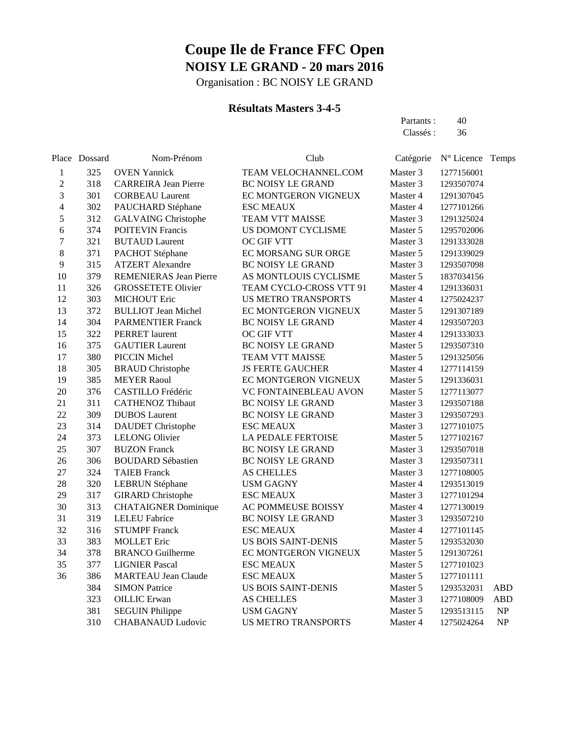# Coupe Ile de France FFC Open

## NOISY LE GRAND - 20 mars 2016

Organisation : BC NOISY LE GRAND

### Résultats Masters 3-4-5

Partants : 40
Classés : 36

| Place | Dossard | Nom-Prénom | Club | Catégorie | N° Licence | Temps |
|---|---|---|---|---|---|---|
| 1 | 325 | OVEN Yannick | TEAM VELOCHANNEL.COM | Master 3 | 1277156001 | |
| 2 | 318 | CARREIRA Jean Pierre | BC NOISY LE GRAND | Master 3 | 1293507074 | |
| 3 | 301 | CORBEAU Laurent | EC MONTGERON VIGNEUX | Master 4 | 1291307045 | |
| 4 | 302 | PAUCHARD Stéphane | ESC MEAUX | Master 4 | 1277101266 | |
| 5 | 312 | GALVAING Christophe | TEAM VTT MAISSE | Master 3 | 1291325024 | |
| 6 | 374 | POITEVIN Francis | US DOMONT CYCLISME | Master 5 | 1295702006 | |
| 7 | 321 | BUTAUD Laurent | OC GIF VTT | Master 3 | 1291333028 | |
| 8 | 371 | PACHOT Stéphane | EC MORSANG SUR ORGE | Master 5 | 1291339029 | |
| 9 | 315 | ATZERT Alexandre | BC NOISY LE GRAND | Master 3 | 1293507098 | |
| 10 | 379 | REMENIERAS Jean Pierre | AS MONTLOUIS CYCLISME | Master 5 | 1837034156 | |
| 11 | 326 | GROSSETETE Olivier | TEAM CYCLO-CROSS VTT 91 | Master 4 | 1291336031 | |
| 12 | 303 | MICHOUT Eric | US METRO TRANSPORTS | Master 4 | 1275024237 | |
| 13 | 372 | BULLIOT Jean Michel | EC MONTGERON VIGNEUX | Master 5 | 1291307189 | |
| 14 | 304 | PARMENTIER Franck | BC NOISY LE GRAND | Master 4 | 1293507203 | |
| 15 | 322 | PERRET laurent | OC GIF VTT | Master 4 | 1291333033 | |
| 16 | 375 | GAUTIER Laurent | BC NOISY LE GRAND | Master 5 | 1293507310 | |
| 17 | 380 | PICCIN Michel | TEAM VTT MAISSE | Master 5 | 1291325056 | |
| 18 | 305 | BRAUD Christophe | JS FERTE GAUCHER | Master 4 | 1277114159 | |
| 19 | 385 | MEYER Raoul | EC MONTGERON VIGNEUX | Master 5 | 1291336031 | |
| 20 | 376 | CASTILLO Frédéric | VC FONTAINEBLEAU AVON | Master 5 | 1277113077 | |
| 21 | 311 | CATHENOZ Thibaut | BC NOISY LE GRAND | Master 3 | 1293507188 | |
| 22 | 309 | DUBOS Laurent | BC NOISY LE GRAND | Master 3 | 1293507293 | |
| 23 | 314 | DAUDET Christophe | ESC MEAUX | Master 3 | 1277101075 | |
| 24 | 373 | LELONG Olivier | LA PEDALE FERTOISE | Master 5 | 1277102167 | |
| 25 | 307 | BUZON Franck | BC NOISY LE GRAND | Master 3 | 1293507018 | |
| 26 | 306 | BOUDARD Sébastien | BC NOISY LE GRAND | Master 3 | 1293507311 | |
| 27 | 324 | TAIEB Franck | AS CHELLES | Master 3 | 1277108005 | |
| 28 | 320 | LEBRUN Stéphane | USM GAGNY | Master 4 | 1293513019 | |
| 29 | 317 | GIRARD Christophe | ESC MEAUX | Master 3 | 1277101294 | |
| 30 | 313 | CHATAIGNER Dominique | AC POMMEUSE BOISSY | Master 4 | 1277130019 | |
| 31 | 319 | LELEU Fabrice | BC NOISY LE GRAND | Master 3 | 1293507210 | |
| 32 | 316 | STUMPF Franck | ESC MEAUX | Master 4 | 1277101145 | |
| 33 | 383 | MOLLET Eric | US BOIS SAINT-DENIS | Master 5 | 1293532030 | |
| 34 | 378 | BRANCO Guilherme | EC MONTGERON VIGNEUX | Master 5 | 1291307261 | |
| 35 | 377 | LIGNIER Pascal | ESC MEAUX | Master 5 | 1277101023 | |
| 36 | 386 | MARTEAU Jean Claude | ESC MEAUX | Master 5 | 1277101111 | |
| | 384 | SIMON Patrice | US BOIS SAINT-DENIS | Master 5 | 1293532031 | ABD |
| | 323 | OILLIC Erwan | AS CHELLES | Master 3 | 1277108009 | ABD |
| | 381 | SEGUIN Philippe | USM GAGNY | Master 5 | 1293513115 | NP |
| | 310 | CHABANAUD Ludovic | US METRO TRANSPORTS | Master 4 | 1275024264 | NP |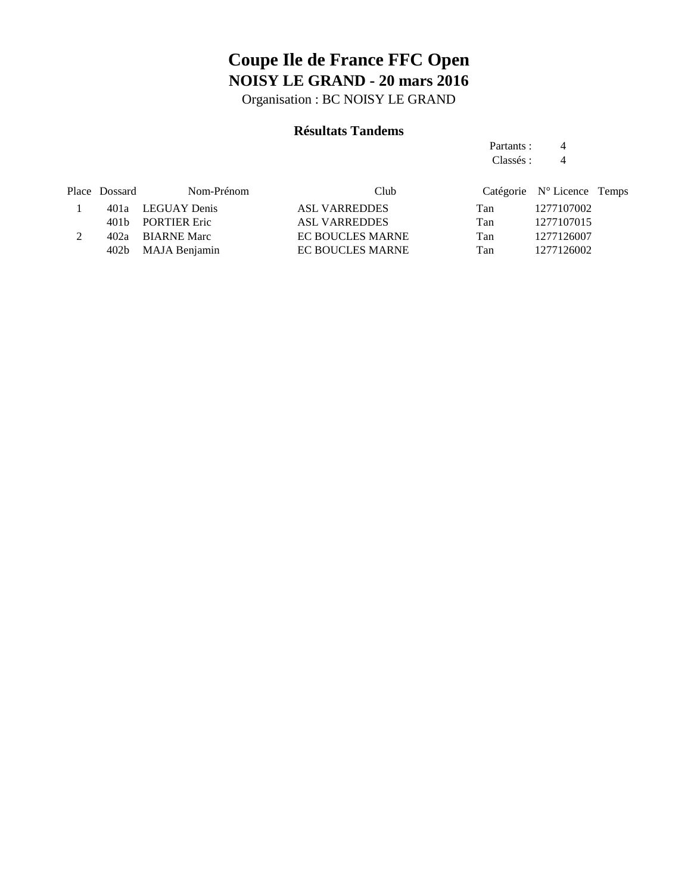# Coupe Ile de France FFC Open

## NOISY LE GRAND - 20 mars 2016

Organisation : BC NOISY LE GRAND

### Résultats Tandems

Partants : 4
Classés : 4

| Place | Dossard | Nom-Prénom | Club | Catégorie | N° Licence | Temps |
|---|---|---|---|---|---|---|
| 1 | 401a | LEGUAY Denis | ASL VARREDDES | Tan | 1277107002 | |
| | 401b | PORTIER Eric | ASL VARREDDES | Tan | 1277107015 | |
| 2 | 402a | BIARNE Marc | EC BOUCLES MARNE | Tan | 1277126007 | |
| | 402b | MAJA Benjamin | EC BOUCLES MARNE | Tan | 1277126002 | |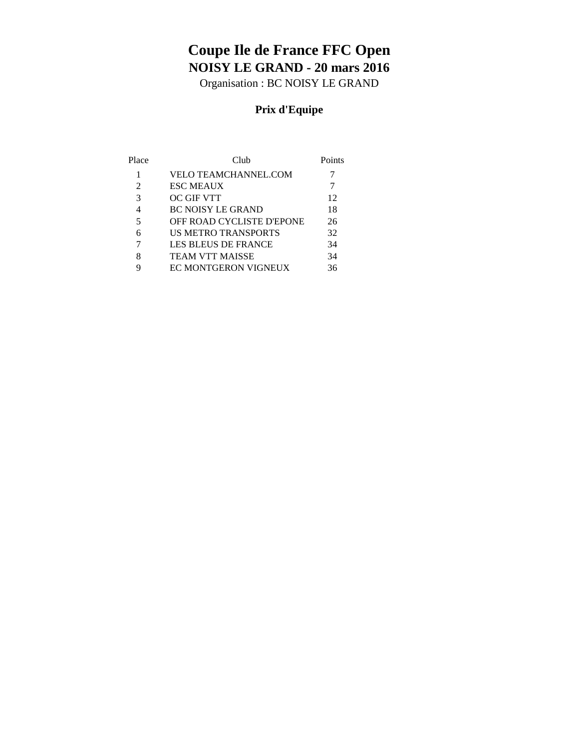# Coupe Ile de France FFC Open

## NOISY LE GRAND - 20 mars 2016

Organisation : BC NOISY LE GRAND

### Prix d'Equipe

| Place | Club | Points |
|---|---|---|
| 1 | VELO TEAMCHANNEL.COM | 7 |
| 2 | ESC MEAUX | 7 |
| 3 | OC GIF VTT | 12 |
| 4 | BC NOISY LE GRAND | 18 |
| 5 | OFF ROAD CYCLISTE D'EPONE | 26 |
| 6 | US METRO TRANSPORTS | 32 |
| 7 | LES BLEUS DE FRANCE | 34 |
| 8 | TEAM VTT MAISSE | 34 |
| 9 | EC MONTGERON VIGNEUX | 36 |